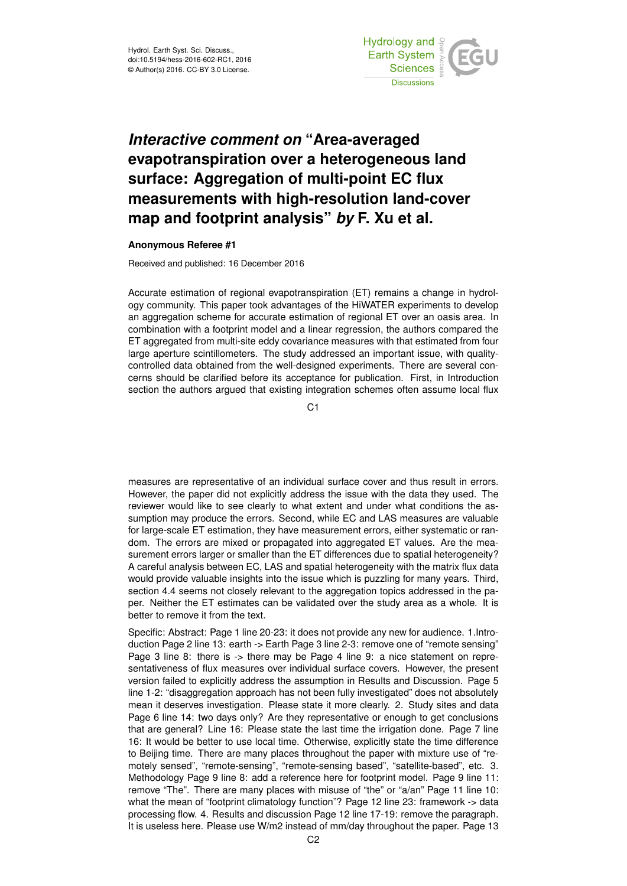# *Interactive comment on* "Area-averaged evapotranspiration over a heterogeneous land surface: Aggregation of multi-point EC flux measurements with high-resolution land-cover map and footprint analysis" *by* F. Xu et al.

**Anonymous Referee #1**

Received and published: 16 December 2016

Accurate estimation of regional evapotranspiration (ET) remains a change in hydrology community. This paper took advantages of the HiWATER experiments to develop an aggregation scheme for accurate estimation of regional ET over an oasis area. In combination with a footprint model and a linear regression, the authors compared the ET aggregated from multi-site eddy covariance measures with that estimated from four large aperture scintillometers. The study addressed an important issue, with quality-controlled data obtained from the well-designed experiments. There are several concerns should be clarified before its acceptance for publication. First, in Introduction section the authors argued that existing integration schemes often assume local flux measures are representative of an individual surface cover and thus result in errors. However, the paper did not explicitly address the issue with the data they used. The reviewer would like to see clearly to what extent and under what conditions the assumption may produce the errors. Second, while EC and LAS measures are valuable for large-scale ET estimation, they have measurement errors, either systematic or random. The errors are mixed or propagated into aggregated ET values. Are the measurement errors larger or smaller than the ET differences due to spatial heterogeneity? A careful analysis between EC, LAS and spatial heterogeneity with the matrix flux data would provide valuable insights into the issue which is puzzling for many years. Third, section 4.4 seems not closely relevant to the aggregation topics addressed in the paper. Neither the ET estimates can be validated over the study area as a whole. It is better to remove it from the text.

Specific: Abstract: Page 1 line 20-23: it does not provide any new for audience. 1.Introduction Page 2 line 13: earth -> Earth Page 3 line 2-3: remove one of "remote sensing" Page 3 line 8: there is -> there may be Page 4 line 9: a nice statement on representativeness of flux measures over individual surface covers. However, the present version failed to explicitly address the assumption in Results and Discussion. Page 5 line 1-2: "disaggregation approach has not been fully investigated" does not absolutely mean it deserves investigation. Please state it more clearly. 2. Study sites and data Page 6 line 14: two days only? Are they representative or enough to get conclusions that are general? Line 16: Please state the last time the irrigation done. Page 7 line 16: It would be better to use local time. Otherwise, explicitly state the time difference to Beijing time. There are many places throughout the paper with mixture use of "remotely sensed", "remote-sensing", "remote-sensing based", "satellite-based", etc. 3. Methodology Page 9 line 8: add a reference here for footprint model. Page 9 line 11: remove "The". There are many places with misuse of "the" or "a/an" Page 11 line 10: what the mean of "footprint climatology function"? Page 12 line 23: framework -> data processing flow. 4. Results and discussion Page 12 line 17-19: remove the paragraph. It is useless here. Please use W/m2 instead of mm/day throughout the paper. Page 13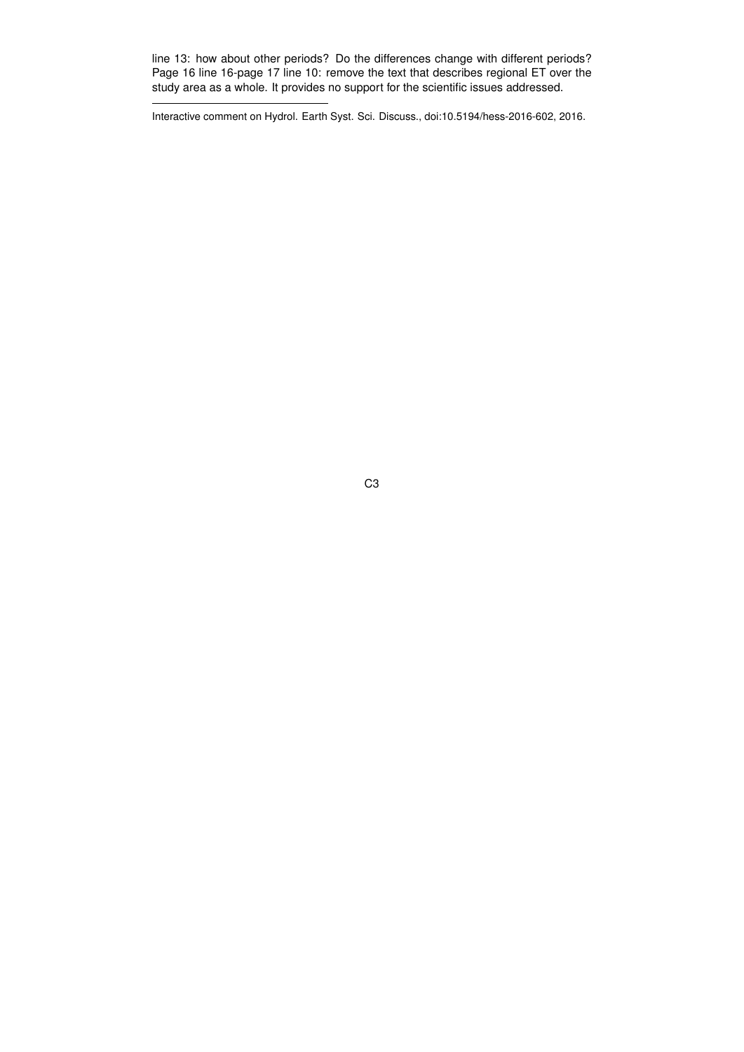line 13: how about other periods? Do the differences change with different periods? Page 16 line 16-page 17 line 10: remove the text that describes regional ET over the study area as a whole. It provides no support for the scientific issues addressed.

---

Interactive comment on Hydrol. Earth Syst. Sci. Discuss., doi:10.5194/hess-2016-602, 2016.